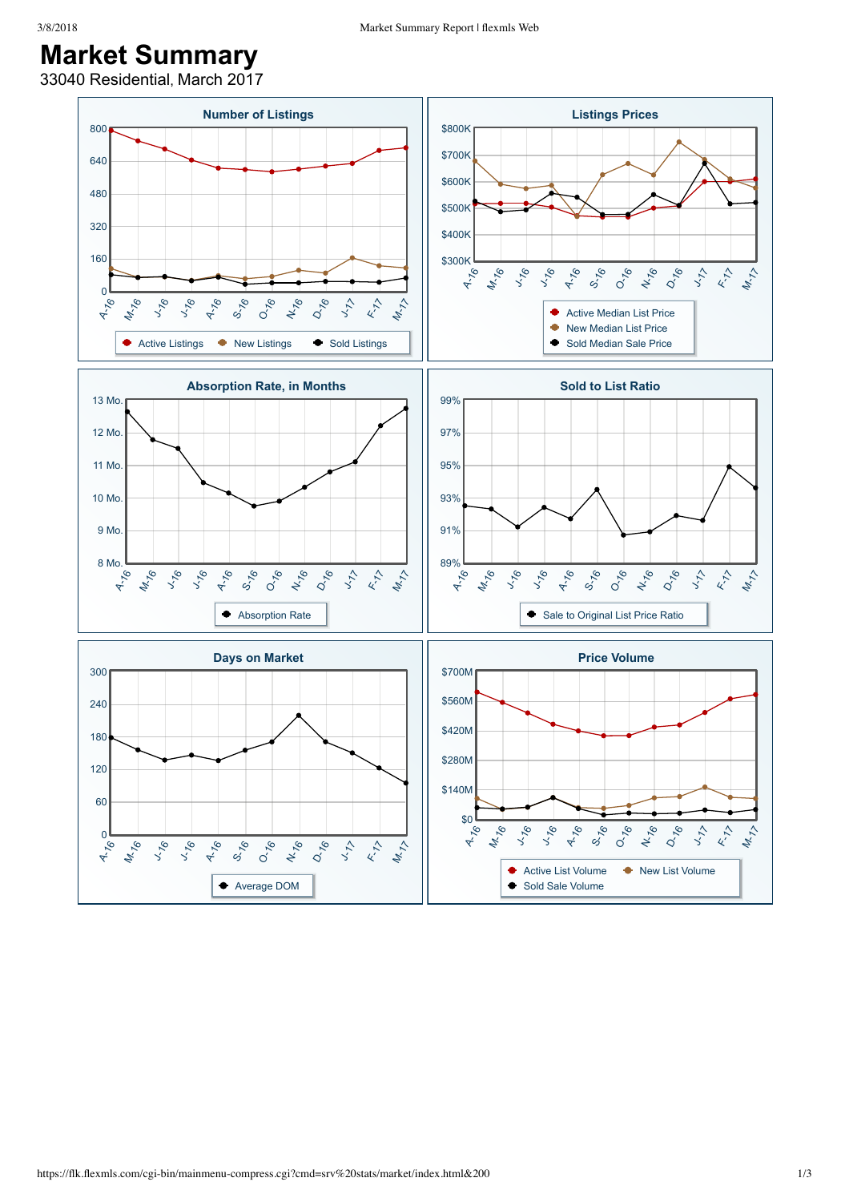# Market Summary

33040 Residential, March 2017

### Number of Listings

800, 640, 480, 320, 160, 0

A-16, M-16, J-16, J-16, A-16, S-16, O-16, N-16, D-16, J-17, F-17, M-17

Active Listings | New Listings | Sold Listings

### Listings Prices

$800K, $700K, $600K, $500K, $400K, $300K

A-16, M-16, J-16, J-16, A-16, S-16, O-16, N-16, D-16, J-17, F-17, M-17

Active Median List Price
New Median List Price
Sold Median Sale Price

### Absorption Rate, in Months

13 Mo., 12 Mo., 11 Mo., 10 Mo., 9 Mo., 8 Mo.

A-16, M-16, J-16, J-16, A-16, S-16, O-16, N-16, D-16, J-17, F-17, M-17

Absorption Rate

### Sold to List Ratio

99%, 97%, 95%, 93%, 91%, 89%

A-16, M-16, J-16, J-16, A-16, S-16, O-16, N-16, D-16, J-17, F-17, M-17

Sale to Original List Price Ratio

### Days on Market

300, 240, 180, 120, 60, 0

A-16, M-16, J-16, J-16, A-16, S-16, O-16, N-16, D-16, J-17, F-17, M-17

Average DOM

### Price Volume

$700M, $560M, $420M, $280M, $140M, $0

A-16, M-16, J-16, J-16, A-16, S-16, O-16, N-16, D-16, J-17, F-17, M-17

Active List Volume | New List Volume
Sold Sale Volume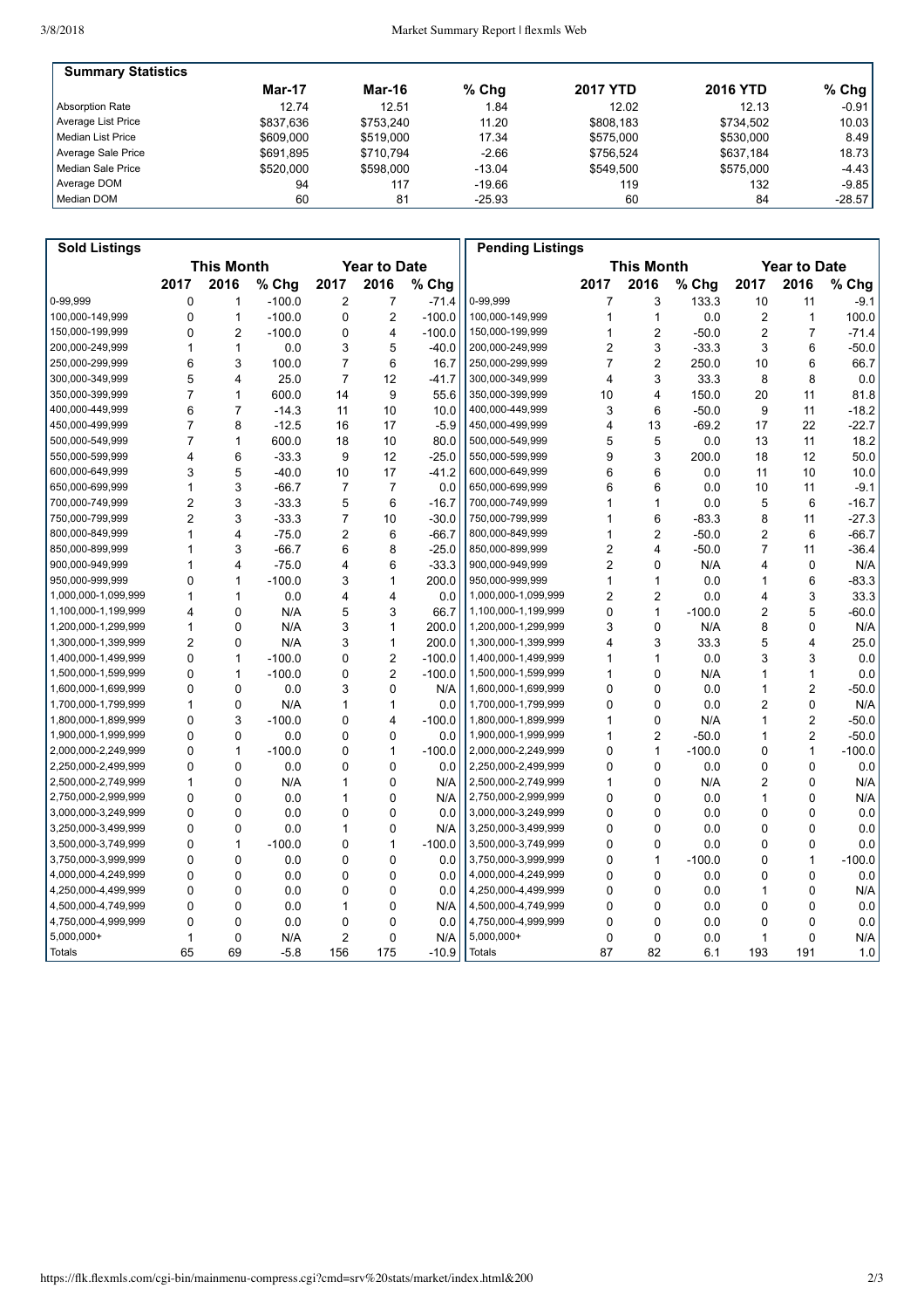## Summary Statistics

| | Mar-17 | Mar-16 | % Chg | 2017 YTD | 2016 YTD | % Chg |
|---|---|---|---|---|---|---|
| Absorption Rate | 12.74 | 12.51 | 1.84 | 12.02 | 12.13 | -0.91 |
| Average List Price | $837,636 | $753,240 | 11.20 | $808,183 | $734,502 | 10.03 |
| Median List Price | $609,000 | $519,000 | 17.34 | $575,000 | $530,000 | 8.49 |
| Average Sale Price | $691,895 | $710,794 | -2.66 | $756,524 | $637,184 | 18.73 |
| Median Sale Price | $520,000 | $598,000 | -13.04 | $549,500 | $575,000 | -4.43 |
| Average DOM | 94 | 117 | -19.66 | 119 | 132 | -9.85 |
| Median DOM | 60 | 81 | -25.93 | 60 | 84 | -28.57 |

## Sold Listings

| | This Month | | | Year to Date | | |
|---|---|---|---|---|---|---|
| | 2017 | 2016 | % Chg | 2017 | 2016 | % Chg |
| 0-99,999 | 0 | 1 | -100.0 | 2 | 7 | -71.4 |
| 100,000-149,999 | 0 | 1 | -100.0 | 0 | 2 | -100.0 |
| 150,000-199,999 | 0 | 2 | -100.0 | 0 | 4 | -100.0 |
| 200,000-249,999 | 1 | 1 | 0.0 | 3 | 5 | -40.0 |
| 250,000-299,999 | 6 | 3 | 100.0 | 7 | 6 | 16.7 |
| 300,000-349,999 | 5 | 4 | 25.0 | 7 | 12 | -41.7 |
| 350,000-399,999 | 7 | 1 | 600.0 | 14 | 9 | 55.6 |
| 400,000-449,999 | 6 | 7 | -14.3 | 11 | 10 | 10.0 |
| 450,000-499,999 | 7 | 8 | -12.5 | 16 | 17 | -5.9 |
| 500,000-549,999 | 7 | 1 | 600.0 | 18 | 10 | 80.0 |
| 550,000-599,999 | 4 | 6 | -33.3 | 9 | 12 | -25.0 |
| 600,000-649,999 | 3 | 5 | -40.0 | 10 | 17 | -41.2 |
| 650,000-699,999 | 1 | 3 | -66.7 | 7 | 7 | 0.0 |
| 700,000-749,999 | 2 | 3 | -33.3 | 5 | 6 | -16.7 |
| 750,000-799,999 | 2 | 3 | -33.3 | 7 | 10 | -30.0 |
| 800,000-849,999 | 1 | 4 | -75.0 | 2 | 6 | -66.7 |
| 850,000-899,999 | 1 | 3 | -66.7 | 6 | 8 | -25.0 |
| 900,000-949,999 | 1 | 4 | -75.0 | 4 | 6 | -33.3 |
| 950,000-999,999 | 0 | 1 | -100.0 | 3 | 1 | 200.0 |
| 1,000,000-1,099,999 | 1 | 1 | 0.0 | 4 | 4 | 0.0 |
| 1,100,000-1,199,999 | 4 | 0 | N/A | 5 | 3 | 66.7 |
| 1,200,000-1,299,999 | 1 | 0 | N/A | 3 | 1 | 200.0 |
| 1,300,000-1,399,999 | 2 | 0 | N/A | 3 | 1 | 200.0 |
| 1,400,000-1,499,999 | 0 | 1 | -100.0 | 0 | 2 | -100.0 |
| 1,500,000-1,599,999 | 0 | 1 | -100.0 | 0 | 2 | -100.0 |
| 1,600,000-1,699,999 | 0 | 0 | 0.0 | 3 | 0 | N/A |
| 1,700,000-1,799,999 | 1 | 0 | N/A | 1 | 1 | 0.0 |
| 1,800,000-1,899,999 | 0 | 3 | -100.0 | 0 | 4 | -100.0 |
| 1,900,000-1,999,999 | 0 | 0 | 0.0 | 0 | 0 | 0.0 |
| 2,000,000-2,249,999 | 0 | 1 | -100.0 | 0 | 1 | -100.0 |
| 2,250,000-2,499,999 | 0 | 0 | 0.0 | 0 | 0 | 0.0 |
| 2,500,000-2,749,999 | 1 | 0 | N/A | 1 | 0 | N/A |
| 2,750,000-2,999,999 | 0 | 0 | 0.0 | 1 | 0 | N/A |
| 3,000,000-3,249,999 | 0 | 0 | 0.0 | 0 | 0 | 0.0 |
| 3,250,000-3,499,999 | 0 | 0 | 0.0 | 1 | 0 | N/A |
| 3,500,000-3,749,999 | 0 | 1 | -100.0 | 0 | 1 | -100.0 |
| 3,750,000-3,999,999 | 0 | 0 | 0.0 | 0 | 0 | 0.0 |
| 4,000,000-4,249,999 | 0 | 0 | 0.0 | 0 | 0 | 0.0 |
| 4,250,000-4,499,999 | 0 | 0 | 0.0 | 0 | 0 | 0.0 |
| 4,500,000-4,749,999 | 0 | 0 | 0.0 | 1 | 0 | N/A |
| 4,750,000-4,999,999 | 0 | 0 | 0.0 | 0 | 0 | 0.0 |
| 5,000,000+ | 1 | 0 | N/A | 2 | 0 | N/A |
| Totals | 65 | 69 | -5.8 | 156 | 175 | -10.9 |

## Pending Listings

| | This Month | | | Year to Date | | |
|---|---|---|---|---|---|---|
| | 2017 | 2016 | % Chg | 2017 | 2016 | % Chg |
| 0-99,999 | 7 | 3 | 133.3 | 10 | 11 | -9.1 |
| 100,000-149,999 | 1 | 1 | 0.0 | 2 | 1 | 100.0 |
| 150,000-199,999 | 1 | 2 | -50.0 | 2 | 7 | -71.4 |
| 200,000-249,999 | 2 | 3 | -33.3 | 3 | 6 | -50.0 |
| 250,000-299,999 | 7 | 2 | 250.0 | 10 | 6 | 66.7 |
| 300,000-349,999 | 4 | 3 | 33.3 | 8 | 8 | 0.0 |
| 350,000-399,999 | 10 | 4 | 150.0 | 20 | 11 | 81.8 |
| 400,000-449,999 | 3 | 6 | -50.0 | 9 | 11 | -18.2 |
| 450,000-499,999 | 4 | 13 | -69.2 | 17 | 22 | -22.7 |
| 500,000-549,999 | 5 | 5 | 0.0 | 13 | 11 | 18.2 |
| 550,000-599,999 | 9 | 3 | 200.0 | 18 | 12 | 50.0 |
| 600,000-649,999 | 6 | 6 | 0.0 | 11 | 10 | 10.0 |
| 650,000-699,999 | 6 | 6 | 0.0 | 10 | 11 | -9.1 |
| 700,000-749,999 | 1 | 1 | 0.0 | 5 | 6 | -16.7 |
| 750,000-799,999 | 1 | 6 | -83.3 | 8 | 11 | -27.3 |
| 800,000-849,999 | 1 | 2 | -50.0 | 2 | 6 | -66.7 |
| 850,000-899,999 | 2 | 4 | -50.0 | 7 | 11 | -36.4 |
| 900,000-949,999 | 2 | 0 | N/A | 4 | 0 | N/A |
| 950,000-999,999 | 1 | 1 | 0.0 | 1 | 6 | -83.3 |
| 1,000,000-1,099,999 | 2 | 2 | 0.0 | 4 | 3 | 33.3 |
| 1,100,000-1,199,999 | 0 | 1 | -100.0 | 2 | 5 | -60.0 |
| 1,200,000-1,299,999 | 3 | 0 | N/A | 8 | 0 | N/A |
| 1,300,000-1,399,999 | 4 | 3 | 33.3 | 5 | 4 | 25.0 |
| 1,400,000-1,499,999 | 1 | 1 | 0.0 | 3 | 3 | 0.0 |
| 1,500,000-1,599,999 | 1 | 0 | N/A | 1 | 1 | 0.0 |
| 1,600,000-1,699,999 | 0 | 0 | 0.0 | 1 | 2 | -50.0 |
| 1,700,000-1,799,999 | 0 | 0 | 0.0 | 2 | 0 | N/A |
| 1,800,000-1,899,999 | 1 | 0 | N/A | 1 | 2 | -50.0 |
| 1,900,000-1,999,999 | 1 | 2 | -50.0 | 1 | 2 | -50.0 |
| 2,000,000-2,249,999 | 0 | 1 | -100.0 | 0 | 1 | -100.0 |
| 2,250,000-2,499,999 | 0 | 0 | 0.0 | 0 | 0 | 0.0 |
| 2,500,000-2,749,999 | 1 | 0 | N/A | 2 | 0 | N/A |
| 2,750,000-2,999,999 | 0 | 0 | 0.0 | 1 | 0 | N/A |
| 3,000,000-3,249,999 | 0 | 0 | 0.0 | 0 | 0 | 0.0 |
| 3,250,000-3,499,999 | 0 | 0 | 0.0 | 0 | 0 | 0.0 |
| 3,500,000-3,749,999 | 0 | 0 | 0.0 | 0 | 0 | 0.0 |
| 3,750,000-3,999,999 | 0 | 1 | -100.0 | 0 | 1 | -100.0 |
| 4,000,000-4,249,999 | 0 | 0 | 0.0 | 0 | 0 | 0.0 |
| 4,250,000-4,499,999 | 0 | 0 | 0.0 | 1 | 0 | N/A |
| 4,500,000-4,749,999 | 0 | 0 | 0.0 | 0 | 0 | 0.0 |
| 4,750,000-4,999,999 | 0 | 0 | 0.0 | 0 | 0 | 0.0 |
| 5,000,000+ | 0 | 0 | 0.0 | 1 | 0 | N/A |
| Totals | 87 | 82 | 6.1 | 193 | 191 | 1.0 |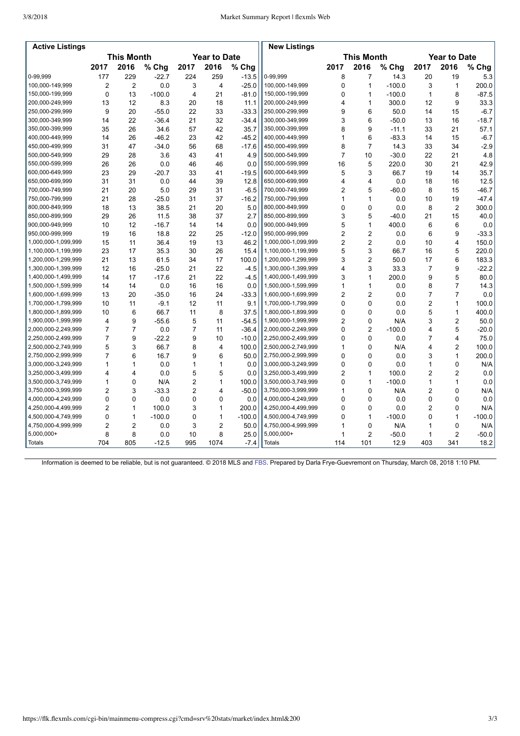| Active Listings | This Month | | | Year to Date | | |
|---|---|---|---|---|---|---|
| | 2017 | 2016 | % Chg | 2017 | 2016 | % Chg |
| 0-99,999 | 177 | 229 | -22.7 | 224 | 259 | -13.5 |
| 100,000-149,999 | 2 | 2 | 0.0 | 3 | 4 | -25.0 |
| 150,000-199,999 | 0 | 13 | -100.0 | 4 | 21 | -81.0 |
| 200,000-249,999 | 13 | 12 | 8.3 | 20 | 18 | 11.1 |
| 250,000-299,999 | 9 | 20 | -55.0 | 22 | 33 | -33.3 |
| 300,000-349,999 | 14 | 22 | -36.4 | 21 | 32 | -34.4 |
| 350,000-399,999 | 35 | 26 | 34.6 | 57 | 42 | 35.7 |
| 400,000-449,999 | 14 | 26 | -46.2 | 23 | 42 | -45.2 |
| 450,000-499,999 | 31 | 47 | -34.0 | 56 | 68 | -17.6 |
| 500,000-549,999 | 29 | 28 | 3.6 | 43 | 41 | 4.9 |
| 550,000-599,999 | 26 | 26 | 0.0 | 46 | 46 | 0.0 |
| 600,000-649,999 | 23 | 29 | -20.7 | 33 | 41 | -19.5 |
| 650,000-699,999 | 31 | 31 | 0.0 | 44 | 39 | 12.8 |
| 700,000-749,999 | 21 | 20 | 5.0 | 29 | 31 | -6.5 |
| 750,000-799,999 | 21 | 28 | -25.0 | 31 | 37 | -16.2 |
| 800,000-849,999 | 18 | 13 | 38.5 | 21 | 20 | 5.0 |
| 850,000-899,999 | 29 | 26 | 11.5 | 38 | 37 | 2.7 |
| 900,000-949,999 | 10 | 12 | -16.7 | 14 | 14 | 0.0 |
| 950,000-999,999 | 19 | 16 | 18.8 | 22 | 25 | -12.0 |
| 1,000,000-1,099,999 | 15 | 11 | 36.4 | 19 | 13 | 46.2 |
| 1,100,000-1,199,999 | 23 | 17 | 35.3 | 30 | 26 | 15.4 |
| 1,200,000-1,299,999 | 21 | 13 | 61.5 | 34 | 17 | 100.0 |
| 1,300,000-1,399,999 | 12 | 16 | -25.0 | 21 | 22 | -4.5 |
| 1,400,000-1,499,999 | 14 | 17 | -17.6 | 21 | 22 | -4.5 |
| 1,500,000-1,599,999 | 14 | 14 | 0.0 | 16 | 16 | 0.0 |
| 1,600,000-1,699,999 | 13 | 20 | -35.0 | 16 | 24 | -33.3 |
| 1,700,000-1,799,999 | 10 | 11 | -9.1 | 12 | 11 | 9.1 |
| 1,800,000-1,899,999 | 10 | 6 | 66.7 | 11 | 8 | 37.5 |
| 1,900,000-1,999,999 | 4 | 9 | -55.6 | 5 | 11 | -54.5 |
| 2,000,000-2,249,999 | 7 | 7 | 0.0 | 7 | 11 | -36.4 |
| 2,250,000-2,499,999 | 7 | 9 | -22.2 | 9 | 10 | -10.0 |
| 2,500,000-2,749,999 | 5 | 3 | 66.7 | 8 | 4 | 100.0 |
| 2,750,000-2,999,999 | 7 | 6 | 16.7 | 9 | 6 | 50.0 |
| 3,000,000-3,249,999 | 1 | 1 | 0.0 | 1 | 1 | 0.0 |
| 3,250,000-3,499,999 | 4 | 4 | 0.0 | 5 | 5 | 0.0 |
| 3,500,000-3,749,999 | 1 | 0 | N/A | 2 | 1 | 100.0 |
| 3,750,000-3,999,999 | 2 | 3 | -33.3 | 2 | 4 | -50.0 |
| 4,000,000-4,249,999 | 0 | 0 | 0.0 | 0 | 0 | 0.0 |
| 4,250,000-4,499,999 | 2 | 1 | 100.0 | 3 | 1 | 200.0 |
| 4,500,000-4,749,999 | 0 | 1 | -100.0 | 0 | 1 | -100.0 |
| 4,750,000-4,999,999 | 2 | 2 | 0.0 | 3 | 2 | 50.0 |
| 5,000,000+ | 8 | 8 | 0.0 | 10 | 8 | 25.0 |
| Totals | 704 | 805 | -12.5 | 995 | 1074 | -7.4 |

| New Listings | This Month | | | Year to Date | | |
|---|---|---|---|---|---|---|
| | 2017 | 2016 | % Chg | 2017 | 2016 | % Chg |
| 0-99,999 | 8 | 7 | 14.3 | 20 | 19 | 5.3 |
| 100,000-149,999 | 0 | 1 | -100.0 | 3 | 1 | 200.0 |
| 150,000-199,999 | 0 | 1 | -100.0 | 1 | 8 | -87.5 |
| 200,000-249,999 | 4 | 1 | 300.0 | 12 | 9 | 33.3 |
| 250,000-299,999 | 9 | 6 | 50.0 | 14 | 15 | -6.7 |
| 300,000-349,999 | 3 | 6 | -50.0 | 13 | 16 | -18.7 |
| 350,000-399,999 | 8 | 9 | -11.1 | 33 | 21 | 57.1 |
| 400,000-449,999 | 1 | 6 | -83.3 | 14 | 15 | -6.7 |
| 450,000-499,999 | 8 | 7 | 14.3 | 33 | 34 | -2.9 |
| 500,000-549,999 | 7 | 10 | -30.0 | 22 | 21 | 4.8 |
| 550,000-599,999 | 16 | 5 | 220.0 | 30 | 21 | 42.9 |
| 600,000-649,999 | 5 | 3 | 66.7 | 19 | 14 | 35.7 |
| 650,000-699,999 | 4 | 4 | 0.0 | 18 | 16 | 12.5 |
| 700,000-749,999 | 2 | 5 | -60.0 | 8 | 15 | -46.7 |
| 750,000-799,999 | 1 | 1 | 0.0 | 10 | 19 | -47.4 |
| 800,000-849,999 | 0 | 0 | 0.0 | 8 | 2 | 300.0 |
| 850,000-899,999 | 3 | 5 | -40.0 | 21 | 15 | 40.0 |
| 900,000-949,999 | 5 | 1 | 400.0 | 6 | 6 | 0.0 |
| 950,000-999,999 | 2 | 2 | 0.0 | 6 | 9 | -33.3 |
| 1,000,000-1,099,999 | 2 | 2 | 0.0 | 10 | 4 | 150.0 |
| 1,100,000-1,199,999 | 5 | 3 | 66.7 | 16 | 5 | 220.0 |
| 1,200,000-1,299,999 | 3 | 2 | 50.0 | 17 | 6 | 183.3 |
| 1,300,000-1,399,999 | 4 | 3 | 33.3 | 7 | 9 | -22.2 |
| 1,400,000-1,499,999 | 3 | 1 | 200.0 | 9 | 5 | 80.0 |
| 1,500,000-1,599,999 | 1 | 1 | 0.0 | 8 | 7 | 14.3 |
| 1,600,000-1,699,999 | 2 | 2 | 0.0 | 7 | 7 | 0.0 |
| 1,700,000-1,799,999 | 0 | 0 | 0.0 | 2 | 1 | 100.0 |
| 1,800,000-1,899,999 | 0 | 0 | 0.0 | 5 | 1 | 400.0 |
| 1,900,000-1,999,999 | 2 | 0 | N/A | 3 | 2 | 50.0 |
| 2,000,000-2,249,999 | 0 | 2 | -100.0 | 4 | 5 | -20.0 |
| 2,250,000-2,499,999 | 0 | 0 | 0.0 | 7 | 4 | 75.0 |
| 2,500,000-2,749,999 | 1 | 0 | N/A | 4 | 2 | 100.0 |
| 2,750,000-2,999,999 | 0 | 0 | 0.0 | 3 | 1 | 200.0 |
| 3,000,000-3,249,999 | 0 | 0 | 0.0 | 1 | 0 | N/A |
| 3,250,000-3,499,999 | 2 | 1 | 100.0 | 2 | 2 | 0.0 |
| 3,500,000-3,749,999 | 0 | 1 | -100.0 | 1 | 1 | 0.0 |
| 3,750,000-3,999,999 | 1 | 0 | N/A | 2 | 0 | N/A |
| 4,000,000-4,249,999 | 0 | 0 | 0.0 | 0 | 0 | 0.0 |
| 4,250,000-4,499,999 | 0 | 0 | 0.0 | 2 | 0 | N/A |
| 4,500,000-4,749,999 | 0 | 1 | -100.0 | 0 | 1 | -100.0 |
| 4,750,000-4,999,999 | 1 | 0 | N/A | 1 | 0 | N/A |
| 5,000,000+ | 1 | 2 | -50.0 | 1 | 2 | -50.0 |
| Totals | 114 | 101 | 12.9 | 403 | 341 | 18.2 |

Information is deemed to be reliable, but is not guaranteed. © 2018 MLS and FBS. Prepared by Darla Frye-Guevremont on Thursday, March 08, 2018 1:10 PM.